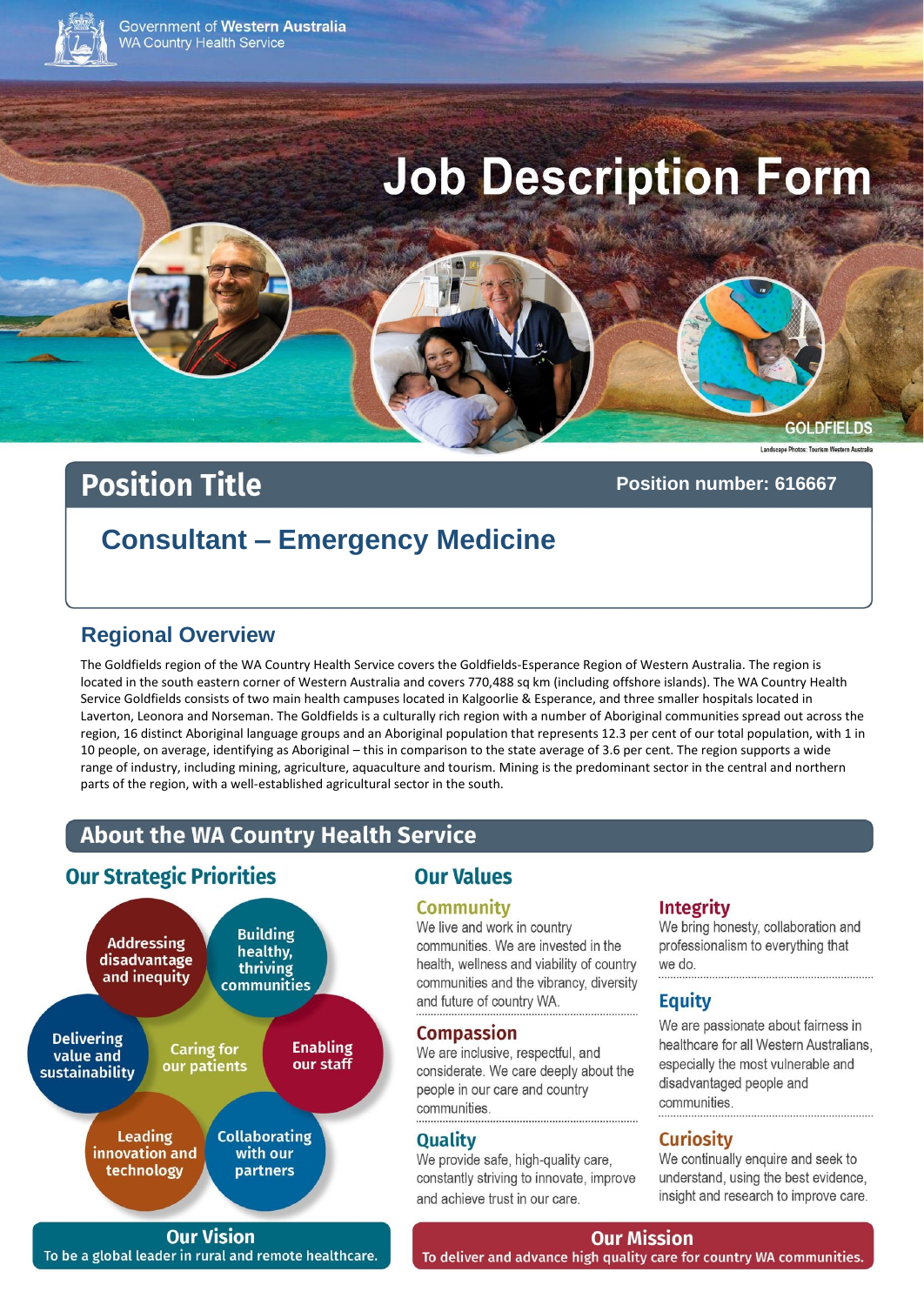Government of Western Australia
WA Country Health Service

# Job Description Form

GOLDFIELDS

Landscape Photos: Tourism Western Australia

## Position Title

**Position number: 616667**

### Consultant – Emergency Medicine

## Regional Overview

The Goldfields region of the WA Country Health Service covers the Goldfields-Esperance Region of Western Australia. The region is located in the south eastern corner of Western Australia and covers 770,488 sq km (including offshore islands). The WA Country Health Service Goldfields consists of two main health campuses located in Kalgoorlie & Esperance, and three smaller hospitals located in Laverton, Leonora and Norseman. The Goldfields is a culturally rich region with a number of Aboriginal communities spread out across the region, 16 distinct Aboriginal language groups and an Aboriginal population that represents 12.3 per cent of our total population, with 1 in 10 people, on average, identifying as Aboriginal – this in comparison to the state average of 3.6 per cent. The region supports a wide range of industry, including mining, agriculture, aquaculture and tourism. Mining is the predominant sector in the central and northern parts of the region, with a well-established agricultural sector in the south.

## About the WA Country Health Service

### Our Strategic Priorities

- Addressing disadvantage and inequity
- Building healthy, thriving communities
- Delivering value and sustainability
- Caring for our patients
- Enabling our staff
- Leading innovation and technology
- Collaborating with our partners

### Our Values

**Community**
We live and work in country communities. We are invested in the health, wellness and viability of country communities and the vibrancy, diversity and future of country WA.

**Compassion**
We are inclusive, respectful, and considerate. We care deeply about the people in our care and country communities.

**Quality**
We provide safe, high-quality care, constantly striving to innovate, improve and achieve trust in our care.

**Integrity**
We bring honesty, collaboration and professionalism to everything that we do.

**Equity**
We are passionate about fairness in healthcare for all Western Australians, especially the most vulnerable and disadvantaged people and communities.

**Curiosity**
We continually enquire and seek to understand, using the best evidence, insight and research to improve care.

**Our Vision**
To be a global leader in rural and remote healthcare.

**Our Mission**
To deliver and advance high quality care for country WA communities.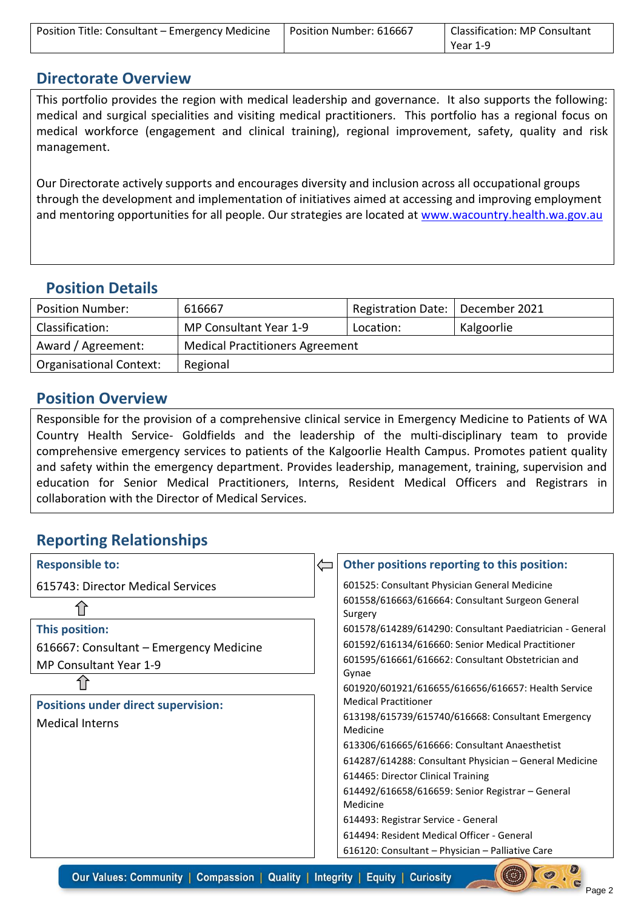| Position Title: Consultant – Emergency Medicine | Position Number: 616667 | Classification: MP Consultant Year 1-9 |
|---|---|---|

## Directorate Overview

This portfolio provides the region with medical leadership and governance. It also supports the following: medical and surgical specialities and visiting medical practitioners. This portfolio has a regional focus on medical workforce (engagement and clinical training), regional improvement, safety, quality and risk management.

Our Directorate actively supports and encourages diversity and inclusion across all occupational groups through the development and implementation of initiatives aimed at accessing and improving employment and mentoring opportunities for all people. Our strategies are located at www.wacountry.health.wa.gov.au

## Position Details

| Position Number: | 616667 | Registration Date: | December 2021 |
|---|---|---|---|
| Classification: | MP Consultant Year 1-9 | Location: | Kalgoorlie |
| Award / Agreement: | Medical Practitioners Agreement | | |
| Organisational Context: | Regional | | |

## Position Overview

Responsible for the provision of a comprehensive clinical service in Emergency Medicine to Patients of WA Country Health Service- Goldfields and the leadership of the multi-disciplinary team to provide comprehensive emergency services to patients of the Kalgoorlie Health Campus. Promotes patient quality and safety within the emergency department. Provides leadership, management, training, supervision and education for Senior Medical Practitioners, Interns, Resident Medical Officers and Registrars in collaboration with the Director of Medical Services.

## Reporting Relationships

**Responsible to:**

615743: Director Medical Services

⇧

**This position:**

616667: Consultant – Emergency Medicine

MP Consultant Year 1-9

⇧

**Positions under direct supervision:**

Medical Interns

**Other positions reporting to this position:**

- 601525: Consultant Physician General Medicine
- 601558/616663/616664: Consultant Surgeon General Surgery
- 601578/614289/614290: Consultant Paediatrician - General
- 601592/616134/616660: Senior Medical Practitioner
- 601595/616661/616662: Consultant Obstetrician and Gynae
- 601920/601921/616655/616656/616657: Health Service Medical Practitioner
- 613198/615739/615740/616668: Consultant Emergency Medicine
- 613306/616665/616666: Consultant Anaesthetist
- 614287/614288: Consultant Physician – General Medicine
- 614465: Director Clinical Training
- 614492/616658/616659: Senior Registrar – General Medicine
- 614493: Registrar Service - General
- 614494: Resident Medical Officer - General
- 616120: Consultant – Physician – Palliative Care

Our Values: Community | Compassion | Quality | Integrity | Equity | Curiosity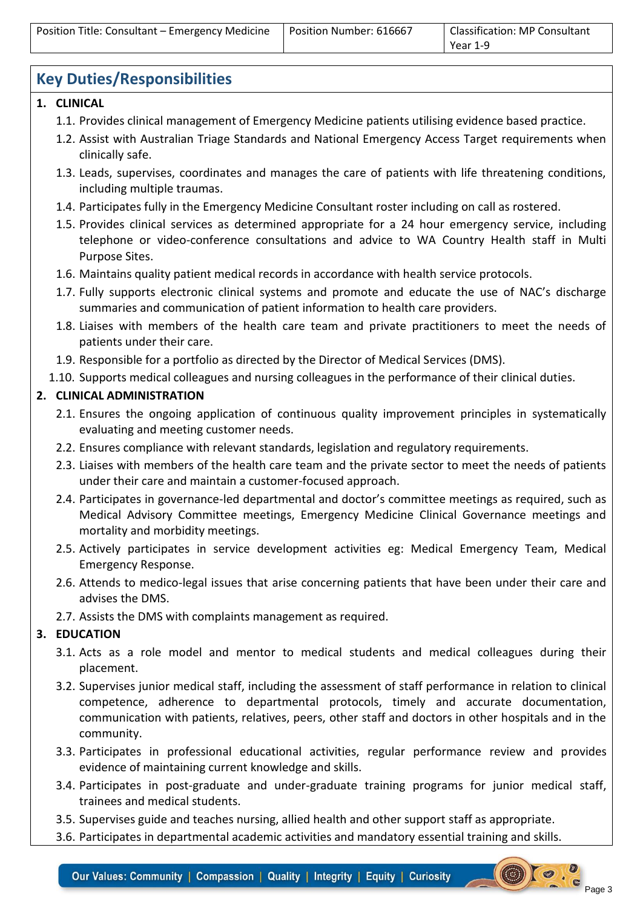| Position Title: Consultant – Emergency Medicine | Position Number: 616667 | Classification: MP Consultant Year 1-9 |
| --- | --- | --- |

## Key Duties/Responsibilities

**1. CLINICAL**

1.1. Provides clinical management of Emergency Medicine patients utilising evidence based practice.

1.2. Assist with Australian Triage Standards and National Emergency Access Target requirements when clinically safe.

1.3. Leads, supervises, coordinates and manages the care of patients with life threatening conditions, including multiple traumas.

1.4. Participates fully in the Emergency Medicine Consultant roster including on call as rostered.

1.5. Provides clinical services as determined appropriate for a 24 hour emergency service, including telephone or video-conference consultations and advice to WA Country Health staff in Multi Purpose Sites.

1.6. Maintains quality patient medical records in accordance with health service protocols.

1.7. Fully supports electronic clinical systems and promote and educate the use of NAC's discharge summaries and communication of patient information to health care providers.

1.8. Liaises with members of the health care team and private practitioners to meet the needs of patients under their care.

1.9. Responsible for a portfolio as directed by the Director of Medical Services (DMS).

1.10. Supports medical colleagues and nursing colleagues in the performance of their clinical duties.

**2. CLINICAL ADMINISTRATION**

2.1. Ensures the ongoing application of continuous quality improvement principles in systematically evaluating and meeting customer needs.

2.2. Ensures compliance with relevant standards, legislation and regulatory requirements.

2.3. Liaises with members of the health care team and the private sector to meet the needs of patients under their care and maintain a customer-focused approach.

2.4. Participates in governance-led departmental and doctor's committee meetings as required, such as Medical Advisory Committee meetings, Emergency Medicine Clinical Governance meetings and mortality and morbidity meetings.

2.5. Actively participates in service development activities eg: Medical Emergency Team, Medical Emergency Response.

2.6. Attends to medico-legal issues that arise concerning patients that have been under their care and advises the DMS.

2.7. Assists the DMS with complaints management as required.

**3. EDUCATION**

3.1. Acts as a role model and mentor to medical students and medical colleagues during their placement.

3.2. Supervises junior medical staff, including the assessment of staff performance in relation to clinical competence, adherence to departmental protocols, timely and accurate documentation, communication with patients, relatives, peers, other staff and doctors in other hospitals and in the community.

3.3. Participates in professional educational activities, regular performance review and provides evidence of maintaining current knowledge and skills.

3.4. Participates in post-graduate and under-graduate training programs for junior medical staff, trainees and medical students.

3.5. Supervises guide and teaches nursing, allied health and other support staff as appropriate.

3.6. Participates in departmental academic activities and mandatory essential training and skills.

Our Values: Community | Compassion | Quality | Integrity | Equity | Curiosity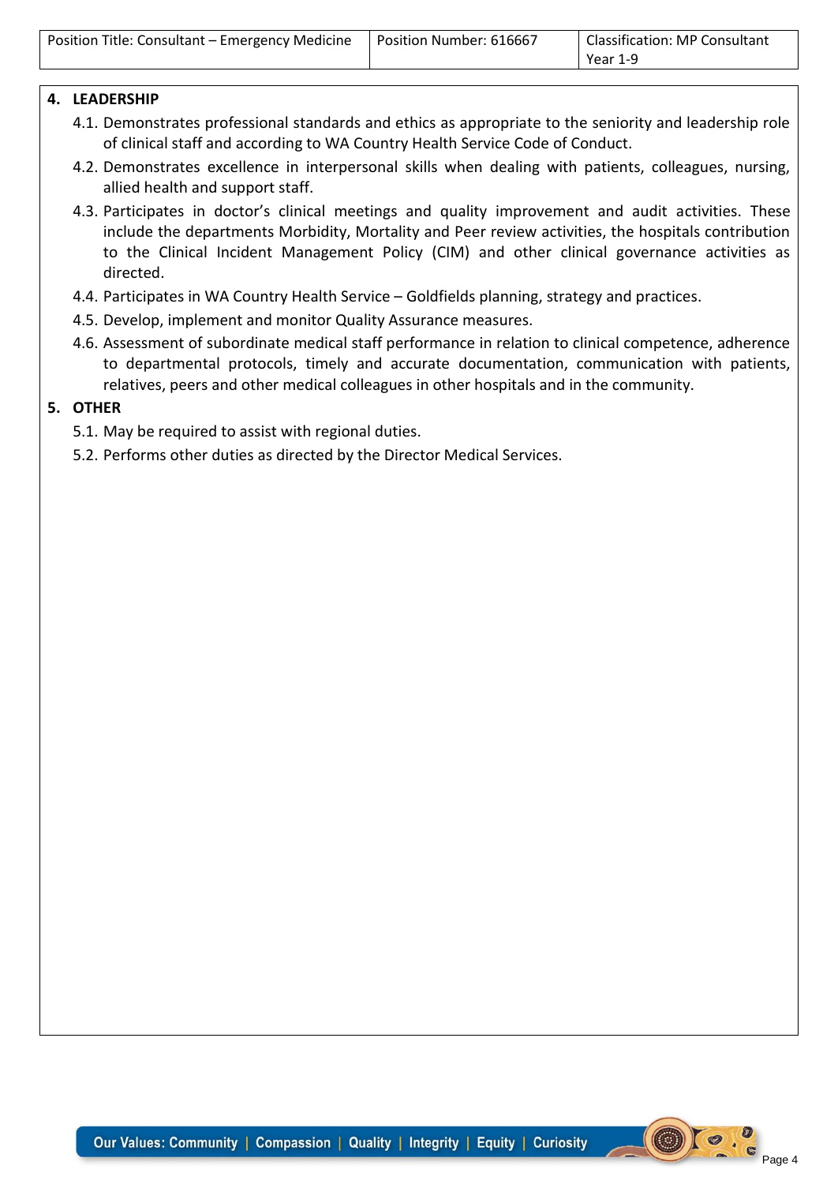## 4. LEADERSHIP

4.1. Demonstrates professional standards and ethics as appropriate to the seniority and leadership role of clinical staff and according to WA Country Health Service Code of Conduct.

4.2. Demonstrates excellence in interpersonal skills when dealing with patients, colleagues, nursing, allied health and support staff.

4.3. Participates in doctor's clinical meetings and quality improvement and audit activities. These include the departments Morbidity, Mortality and Peer review activities, the hospitals contribution to the Clinical Incident Management Policy (CIM) and other clinical governance activities as directed.

4.4. Participates in WA Country Health Service – Goldfields planning, strategy and practices.

4.5. Develop, implement and monitor Quality Assurance measures.

4.6. Assessment of subordinate medical staff performance in relation to clinical competence, adherence to departmental protocols, timely and accurate documentation, communication with patients, relatives, peers and other medical colleagues in other hospitals and in the community.

## 5. OTHER

5.1. May be required to assist with regional duties.

5.2. Performs other duties as directed by the Director Medical Services.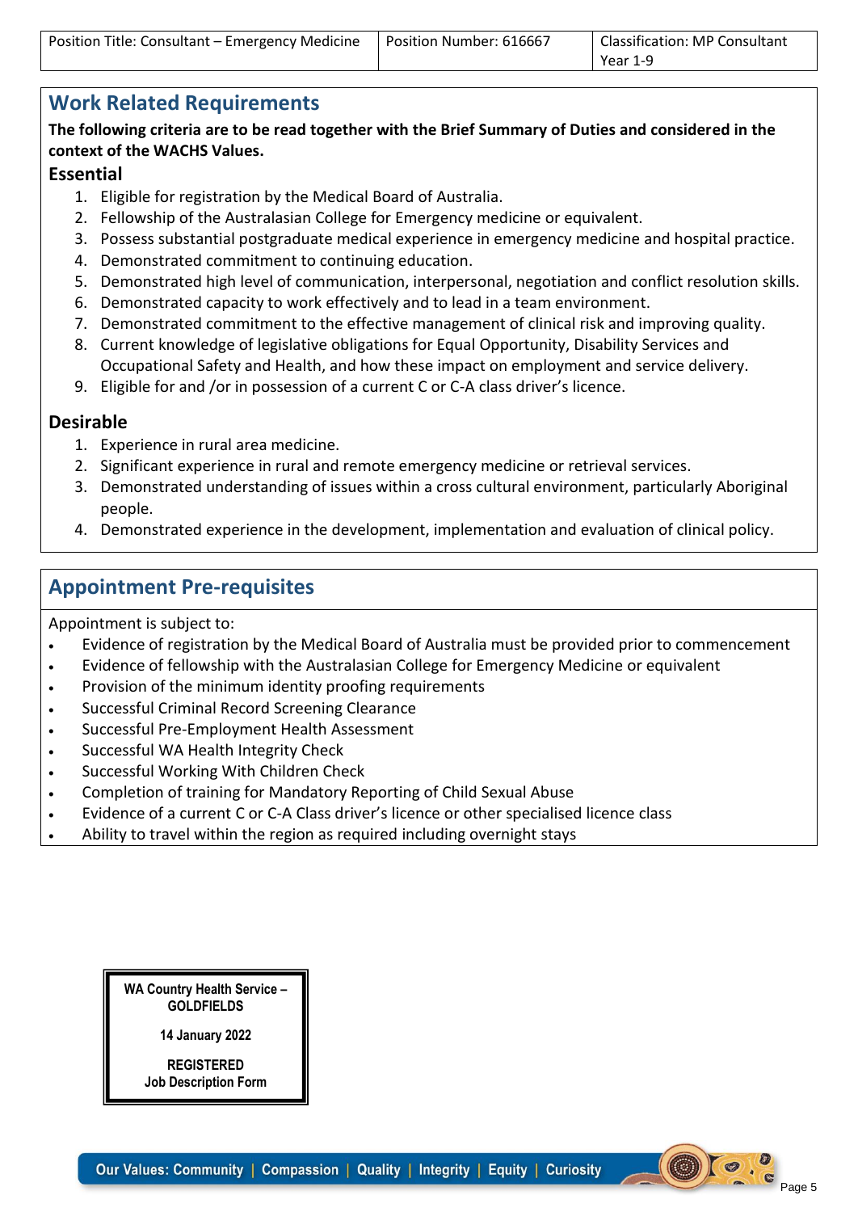| Position Title: Consultant – Emergency Medicine | Position Number: 616667 | Classification: MP Consultant Year 1-9 |
|---|---|---|

## Work Related Requirements

**The following criteria are to be read together with the Brief Summary of Duties and considered in the context of the WACHS Values.**

### Essential

1. Eligible for registration by the Medical Board of Australia.
2. Fellowship of the Australasian College for Emergency medicine or equivalent.
3. Possess substantial postgraduate medical experience in emergency medicine and hospital practice.
4. Demonstrated commitment to continuing education.
5. Demonstrated high level of communication, interpersonal, negotiation and conflict resolution skills.
6. Demonstrated capacity to work effectively and to lead in a team environment.
7. Demonstrated commitment to the effective management of clinical risk and improving quality.
8. Current knowledge of legislative obligations for Equal Opportunity, Disability Services and Occupational Safety and Health, and how these impact on employment and service delivery.
9. Eligible for and /or in possession of a current C or C-A class driver's licence.

### Desirable

1. Experience in rural area medicine.
2. Significant experience in rural and remote emergency medicine or retrieval services.
3. Demonstrated understanding of issues within a cross cultural environment, particularly Aboriginal people.
4. Demonstrated experience in the development, implementation and evaluation of clinical policy.

## Appointment Pre-requisites

Appointment is subject to:

- Evidence of registration by the Medical Board of Australia must be provided prior to commencement
- Evidence of fellowship with the Australasian College for Emergency Medicine or equivalent
- Provision of the minimum identity proofing requirements
- Successful Criminal Record Screening Clearance
- Successful Pre-Employment Health Assessment
- Successful WA Health Integrity Check
- Successful Working With Children Check
- Completion of training for Mandatory Reporting of Child Sexual Abuse
- Evidence of a current C or C-A Class driver's licence or other specialised licence class
- Ability to travel within the region as required including overnight stays

**WA Country Health Service – GOLDFIELDS**

**14 January 2022**

**REGISTERED**
**Job Description Form**

Our Values: Community | Compassion | Quality | Integrity | Equity | Curiosity